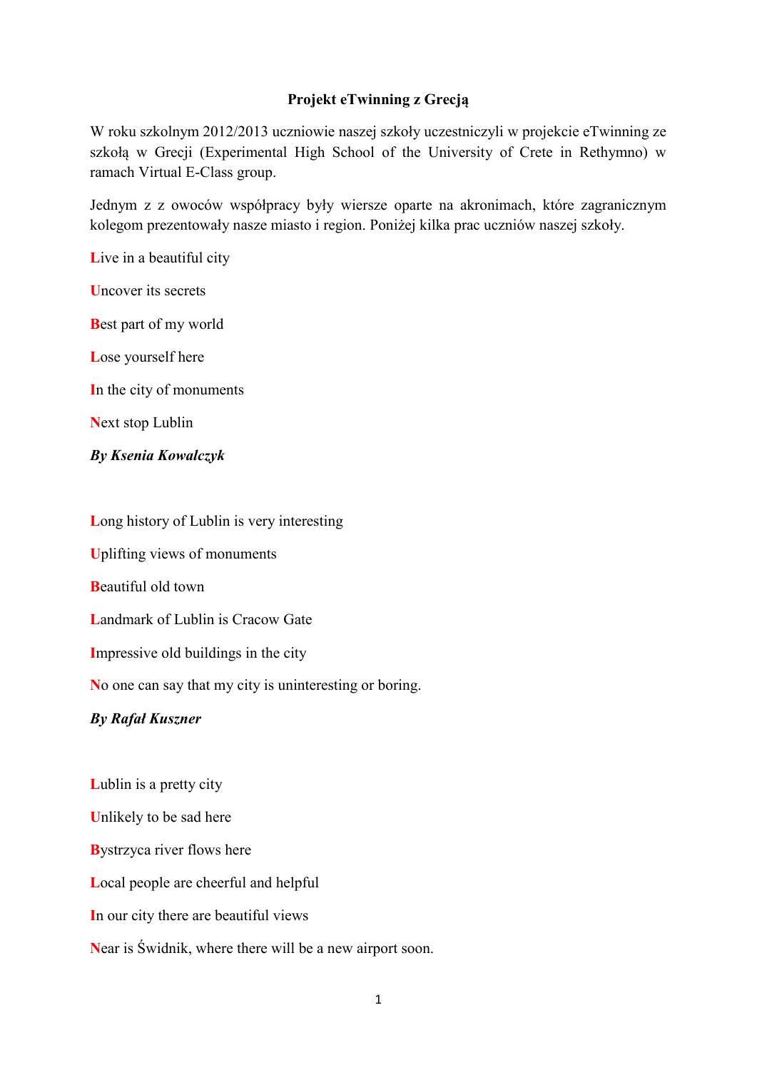**Projekt eTwinning z Grecją**

W roku szkolnym 2012/2013 uczniowie naszej szkoły uczestniczyli w projekcie eTwinning ze szkołą w Grecji (Experimental High School of the University of Crete in Rethymno) w ramach Virtual E-Class group.

Jednym z z owoców współpracy były wiersze oparte na akronimach, które zagranicznym kolegom prezentowały nasze miasto i region. Poniżej kilka prac uczniów naszej szkoły.

**L**ive in a beautiful city

**U**ncover its secrets

**B**est part of my world

**L**ose yourself here

**I**n the city of monuments

**N**ext stop Lublin

***By Ksenia Kowalczyk***

**L**ong history of Lublin is very interesting

**U**plifting views of monuments

**B**eautiful old town

**L**andmark of Lublin is Cracow Gate

**I**mpressive old buildings in the city

**N**o one can say that my city is uninteresting or boring.

***By Rafał Kuszner***

**L**ublin is a pretty city

**U**nlikely to be sad here

**B**ystrzyca river flows here

**L**ocal people are cheerful and helpful

**I**n our city there are beautiful views

**N**ear is Świdnik, where there will be a new airport soon.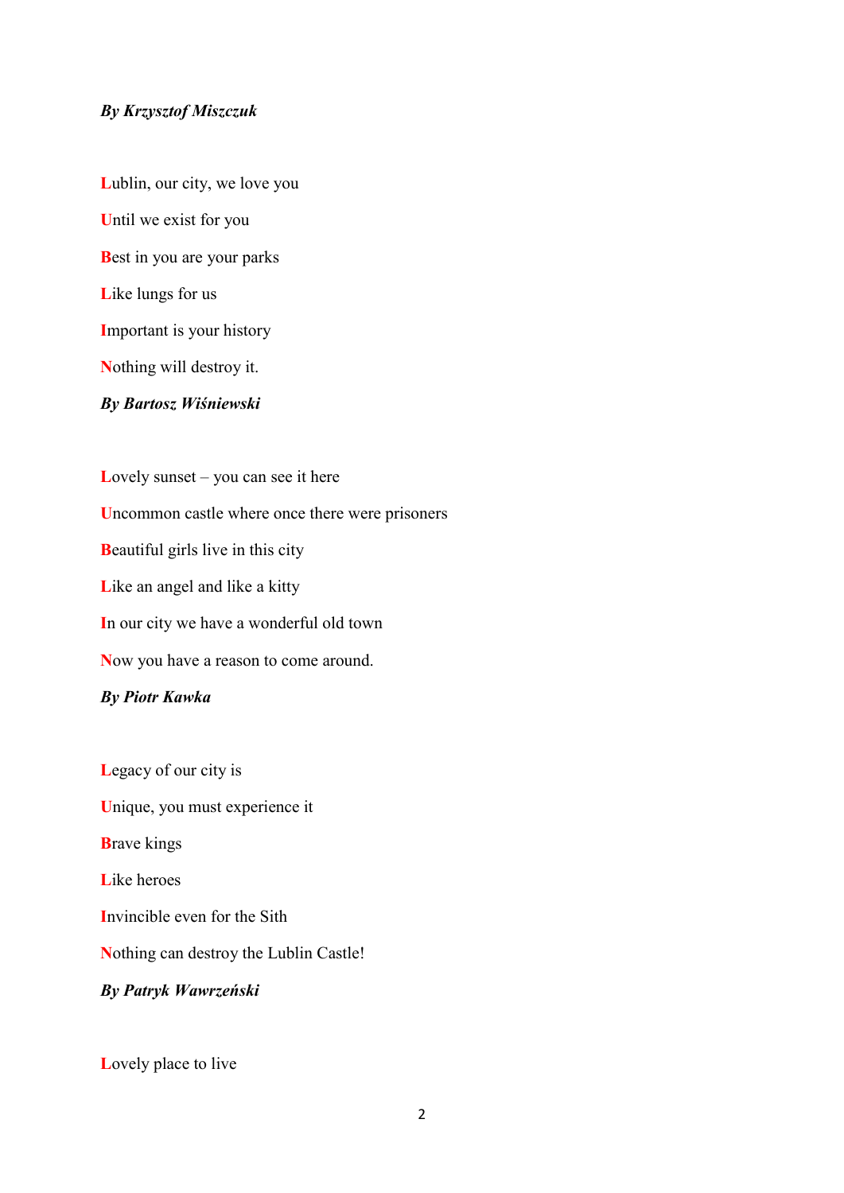***By Krzysztof Miszczuk***

**L**ublin, our city, we love you

**U**ntil we exist for you

**B**est in you are your parks

**L**ike lungs for us

**I**mportant is your history

**N**othing will destroy it.

***By Bartosz Wiśniewski***

**L**ovely sunset – you can see it here

**U**ncommon castle where once there were prisoners

**B**eautiful girls live in this city

**L**ike an angel and like a kitty

**I**n our city we have a wonderful old town

**N**ow you have a reason to come around.

***By Piotr Kawka***

**L**egacy of our city is

**U**nique, you must experience it

**B**rave kings

**L**ike heroes

**I**nvincible even for the Sith

**N**othing can destroy the Lublin Castle!

***By Patryk Wawrzeński***

**L**ovely place to live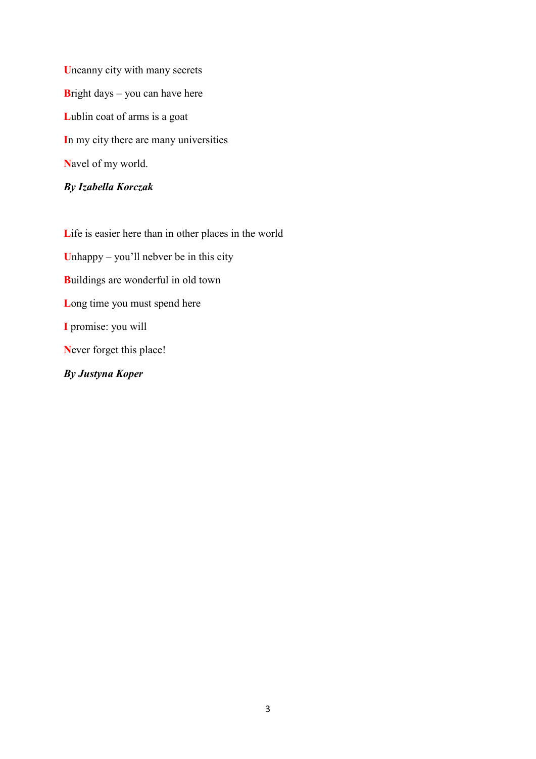**U**ncanny city with many secrets

**B**right days – you can have here

**L**ublin coat of arms is a goat

**I**n my city there are many universities

**N**avel of my world.

***By Izabella Korczak***

**L**ife is easier here than in other places in the world

**U**nhappy – you'll nebver be in this city

**B**uildings are wonderful in old town

**L**ong time you must spend here

**I** promise: you will

**N**ever forget this place!

***By Justyna Koper***